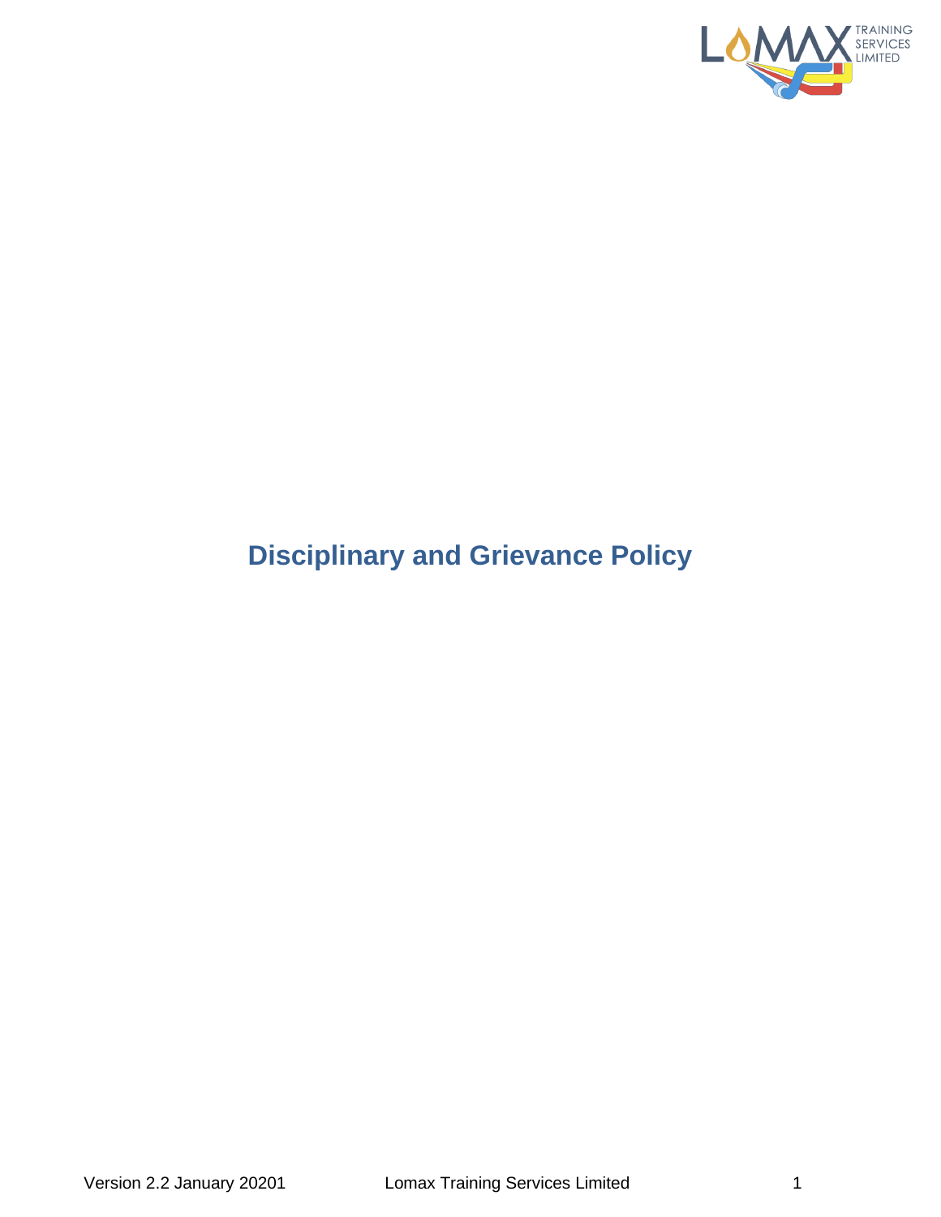# Disciplinary and Grievance Policy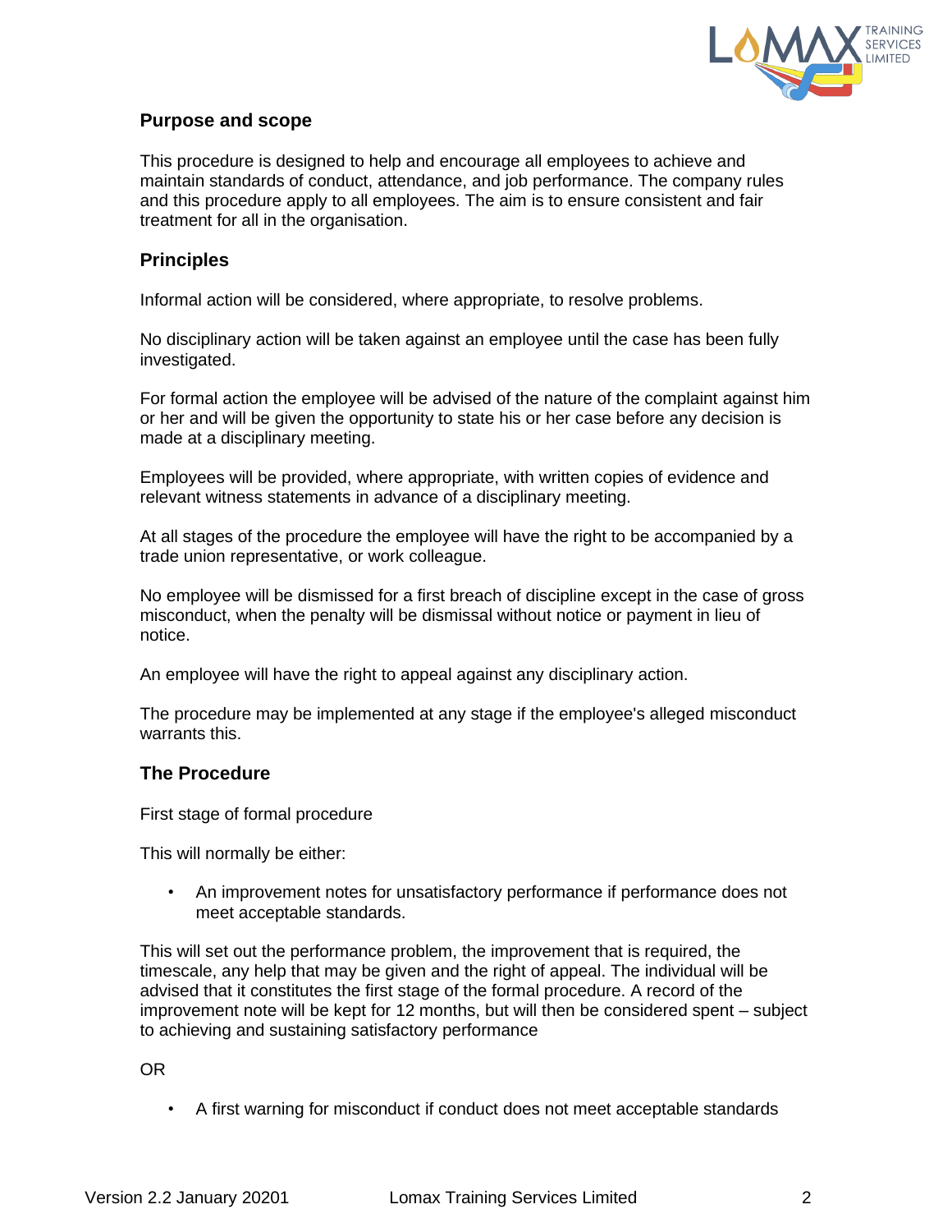## Purpose and scope

This procedure is designed to help and encourage all employees to achieve and maintain standards of conduct, attendance, and job performance. The company rules and this procedure apply to all employees. The aim is to ensure consistent and fair treatment for all in the organisation.

## Principles

Informal action will be considered, where appropriate, to resolve problems.

No disciplinary action will be taken against an employee until the case has been fully investigated.

For formal action the employee will be advised of the nature of the complaint against him or her and will be given the opportunity to state his or her case before any decision is made at a disciplinary meeting.

Employees will be provided, where appropriate, with written copies of evidence and relevant witness statements in advance of a disciplinary meeting.

At all stages of the procedure the employee will have the right to be accompanied by a trade union representative, or work colleague.

No employee will be dismissed for a first breach of discipline except in the case of gross misconduct, when the penalty will be dismissal without notice or payment in lieu of notice.

An employee will have the right to appeal against any disciplinary action.

The procedure may be implemented at any stage if the employee's alleged misconduct warrants this.

## The Procedure

First stage of formal procedure

This will normally be either:

- An improvement notes for unsatisfactory performance if performance does not meet acceptable standards.

This will set out the performance problem, the improvement that is required, the timescale, any help that may be given and the right of appeal. The individual will be advised that it constitutes the first stage of the formal procedure. A record of the improvement note will be kept for 12 months, but will then be considered spent – subject to achieving and sustaining satisfactory performance

OR

- A first warning for misconduct if conduct does not meet acceptable standards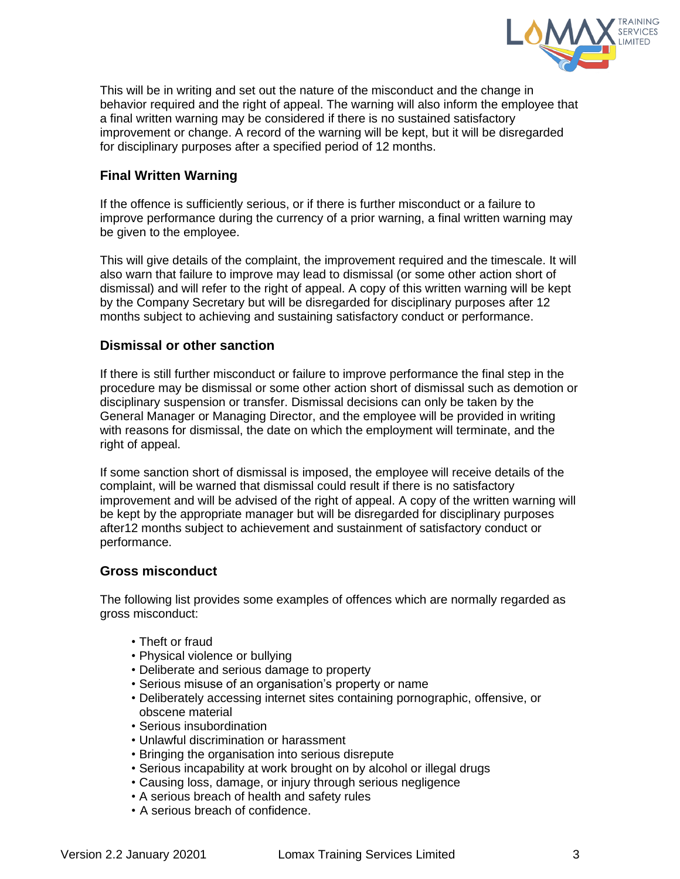This will be in writing and set out the nature of the misconduct and the change in behavior required and the right of appeal. The warning will also inform the employee that a final written warning may be considered if there is no sustained satisfactory improvement or change. A record of the warning will be kept, but it will be disregarded for disciplinary purposes after a specified period of 12 months.

### Final Written Warning

If the offence is sufficiently serious, or if there is further misconduct or a failure to improve performance during the currency of a prior warning, a final written warning may be given to the employee.

This will give details of the complaint, the improvement required and the timescale. It will also warn that failure to improve may lead to dismissal (or some other action short of dismissal) and will refer to the right of appeal. A copy of this written warning will be kept by the Company Secretary but will be disregarded for disciplinary purposes after 12 months subject to achieving and sustaining satisfactory conduct or performance.

### Dismissal or other sanction

If there is still further misconduct or failure to improve performance the final step in the procedure may be dismissal or some other action short of dismissal such as demotion or disciplinary suspension or transfer. Dismissal decisions can only be taken by the General Manager or Managing Director, and the employee will be provided in writing with reasons for dismissal, the date on which the employment will terminate, and the right of appeal.

If some sanction short of dismissal is imposed, the employee will receive details of the complaint, will be warned that dismissal could result if there is no satisfactory improvement and will be advised of the right of appeal. A copy of the written warning will be kept by the appropriate manager but will be disregarded for disciplinary purposes after12 months subject to achievement and sustainment of satisfactory conduct or performance.

### Gross misconduct

The following list provides some examples of offences which are normally regarded as gross misconduct:

- Theft or fraud
- Physical violence or bullying
- Deliberate and serious damage to property
- Serious misuse of an organisation's property or name
- Deliberately accessing internet sites containing pornographic, offensive, or obscene material
- Serious insubordination
- Unlawful discrimination or harassment
- Bringing the organisation into serious disrepute
- Serious incapability at work brought on by alcohol or illegal drugs
- Causing loss, damage, or injury through serious negligence
- A serious breach of health and safety rules
- A serious breach of confidence.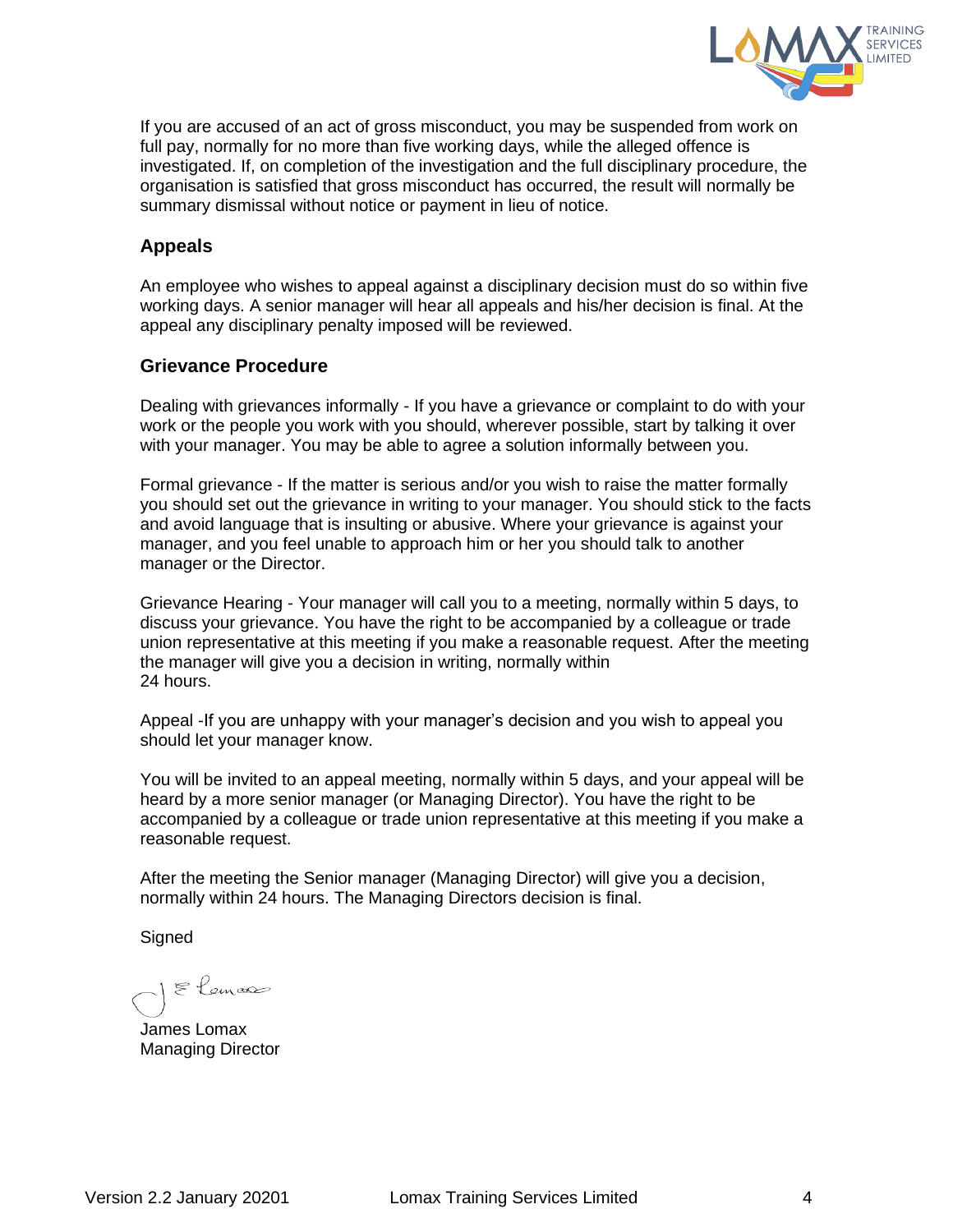If you are accused of an act of gross misconduct, you may be suspended from work on full pay, normally for no more than five working days, while the alleged offence is investigated. If, on completion of the investigation and the full disciplinary procedure, the organisation is satisfied that gross misconduct has occurred, the result will normally be summary dismissal without notice or payment in lieu of notice.

### Appeals

An employee who wishes to appeal against a disciplinary decision must do so within five working days. A senior manager will hear all appeals and his/her decision is final. At the appeal any disciplinary penalty imposed will be reviewed.

### Grievance Procedure

Dealing with grievances informally - If you have a grievance or complaint to do with your work or the people you work with you should, wherever possible, start by talking it over with your manager. You may be able to agree a solution informally between you.

Formal grievance - If the matter is serious and/or you wish to raise the matter formally you should set out the grievance in writing to your manager. You should stick to the facts and avoid language that is insulting or abusive. Where your grievance is against your manager, and you feel unable to approach him or her you should talk to another manager or the Director.

Grievance Hearing - Your manager will call you to a meeting, normally within 5 days, to discuss your grievance. You have the right to be accompanied by a colleague or trade union representative at this meeting if you make a reasonable request. After the meeting the manager will give you a decision in writing, normally within 24 hours.

Appeal -If you are unhappy with your manager's decision and you wish to appeal you should let your manager know.

You will be invited to an appeal meeting, normally within 5 days, and your appeal will be heard by a more senior manager (or Managing Director). You have the right to be accompanied by a colleague or trade union representative at this meeting if you make a reasonable request.

After the meeting the Senior manager (Managing Director) will give you a decision, normally within 24 hours. The Managing Directors decision is final.

Signed

James Lomax
Managing Director